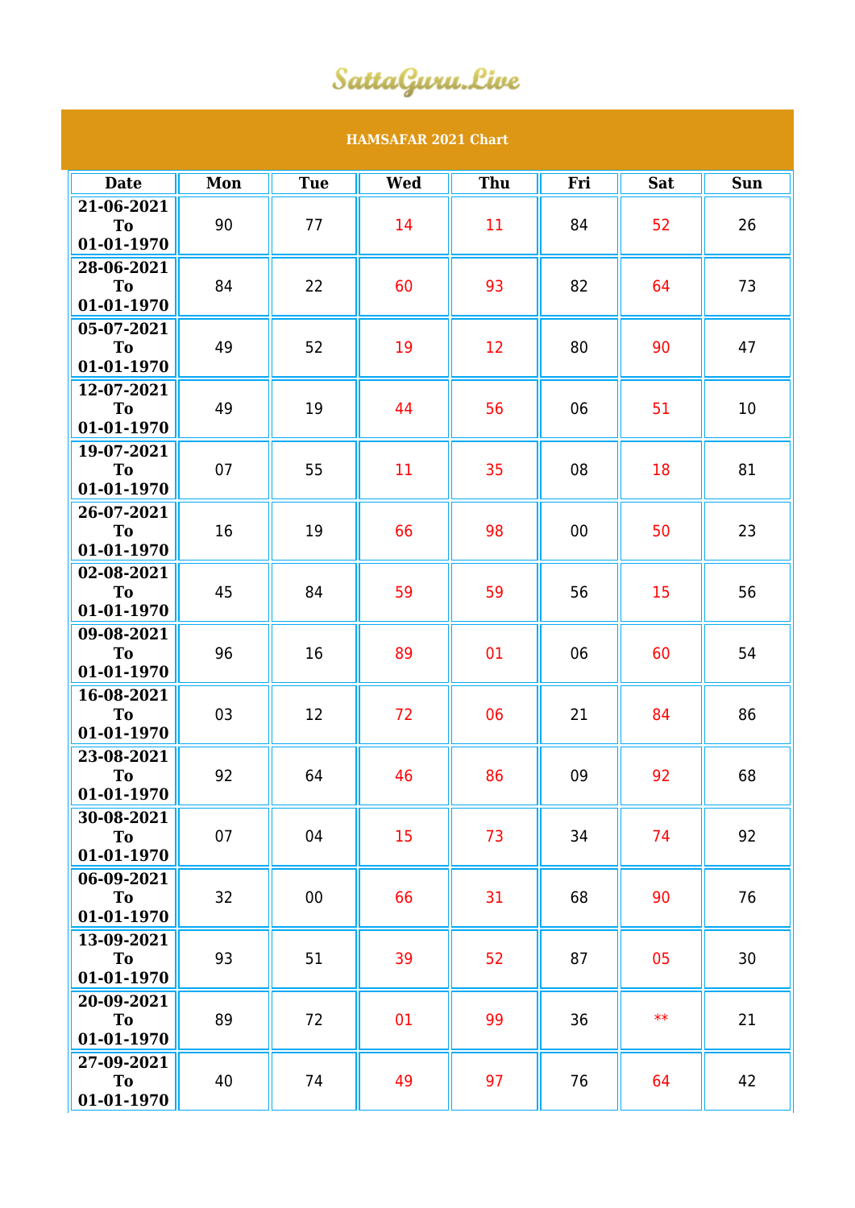SattaGuru.Live

## HAMSAFAR 2021 Chart

| Date | Mon | Tue | Wed | Thu | Fri | Sat | Sun |
|---|---|---|---|---|---|---|---|
| 21-06-2021 To 01-01-1970 | 90 | 77 | 14 | 11 | 84 | 52 | 26 |
| 28-06-2021 To 01-01-1970 | 84 | 22 | 60 | 93 | 82 | 64 | 73 |
| 05-07-2021 To 01-01-1970 | 49 | 52 | 19 | 12 | 80 | 90 | 47 |
| 12-07-2021 To 01-01-1970 | 49 | 19 | 44 | 56 | 06 | 51 | 10 |
| 19-07-2021 To 01-01-1970 | 07 | 55 | 11 | 35 | 08 | 18 | 81 |
| 26-07-2021 To 01-01-1970 | 16 | 19 | 66 | 98 | 00 | 50 | 23 |
| 02-08-2021 To 01-01-1970 | 45 | 84 | 59 | 59 | 56 | 15 | 56 |
| 09-08-2021 To 01-01-1970 | 96 | 16 | 89 | 01 | 06 | 60 | 54 |
| 16-08-2021 To 01-01-1970 | 03 | 12 | 72 | 06 | 21 | 84 | 86 |
| 23-08-2021 To 01-01-1970 | 92 | 64 | 46 | 86 | 09 | 92 | 68 |
| 30-08-2021 To 01-01-1970 | 07 | 04 | 15 | 73 | 34 | 74 | 92 |
| 06-09-2021 To 01-01-1970 | 32 | 00 | 66 | 31 | 68 | 90 | 76 |
| 13-09-2021 To 01-01-1970 | 93 | 51 | 39 | 52 | 87 | 05 | 30 |
| 20-09-2021 To 01-01-1970 | 89 | 72 | 01 | 99 | 36 | ** | 21 |
| 27-09-2021 To 01-01-1970 | 40 | 74 | 49 | 97 | 76 | 64 | 42 |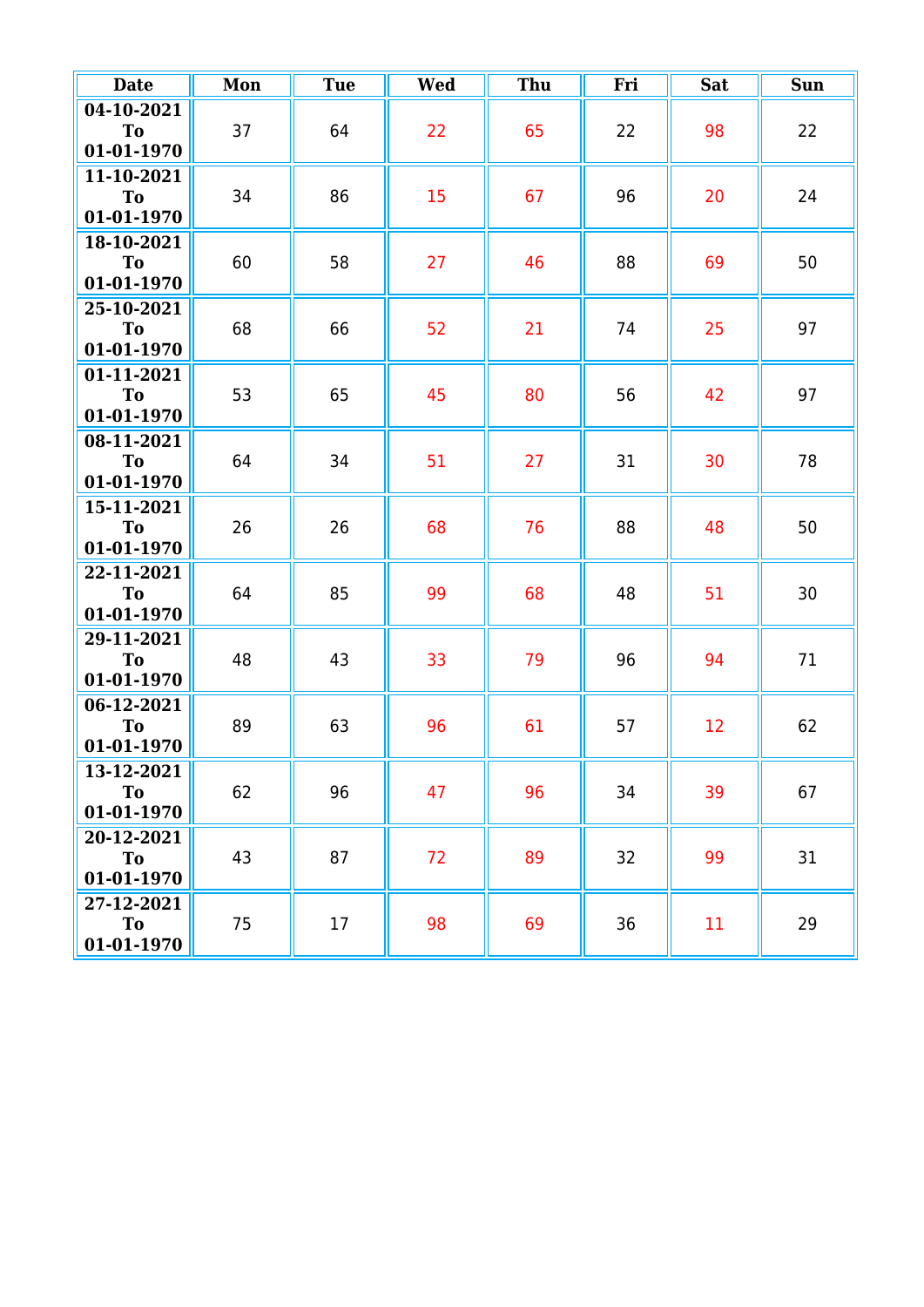| Date | Mon | Tue | Wed | Thu | Fri | Sat | Sun |
|---|---|---|---|---|---|---|---|
| **04-10-2021 To 01-01-1970** | 37 | 64 | 22 | 65 | 22 | 98 | 22 |
| **11-10-2021 To 01-01-1970** | 34 | 86 | 15 | 67 | 96 | 20 | 24 |
| **18-10-2021 To 01-01-1970** | 60 | 58 | 27 | 46 | 88 | 69 | 50 |
| **25-10-2021 To 01-01-1970** | 68 | 66 | 52 | 21 | 74 | 25 | 97 |
| **01-11-2021 To 01-01-1970** | 53 | 65 | 45 | 80 | 56 | 42 | 97 |
| **08-11-2021 To 01-01-1970** | 64 | 34 | 51 | 27 | 31 | 30 | 78 |
| **15-11-2021 To 01-01-1970** | 26 | 26 | 68 | 76 | 88 | 48 | 50 |
| **22-11-2021 To 01-01-1970** | 64 | 85 | 99 | 68 | 48 | 51 | 30 |
| **29-11-2021 To 01-01-1970** | 48 | 43 | 33 | 79 | 96 | 94 | 71 |
| **06-12-2021 To 01-01-1970** | 89 | 63 | 96 | 61 | 57 | 12 | 62 |
| **13-12-2021 To 01-01-1970** | 62 | 96 | 47 | 96 | 34 | 39 | 67 |
| **20-12-2021 To 01-01-1970** | 43 | 87 | 72 | 89 | 32 | 99 | 31 |
| **27-12-2021 To 01-01-1970** | 75 | 17 | 98 | 69 | 36 | 11 | 29 |